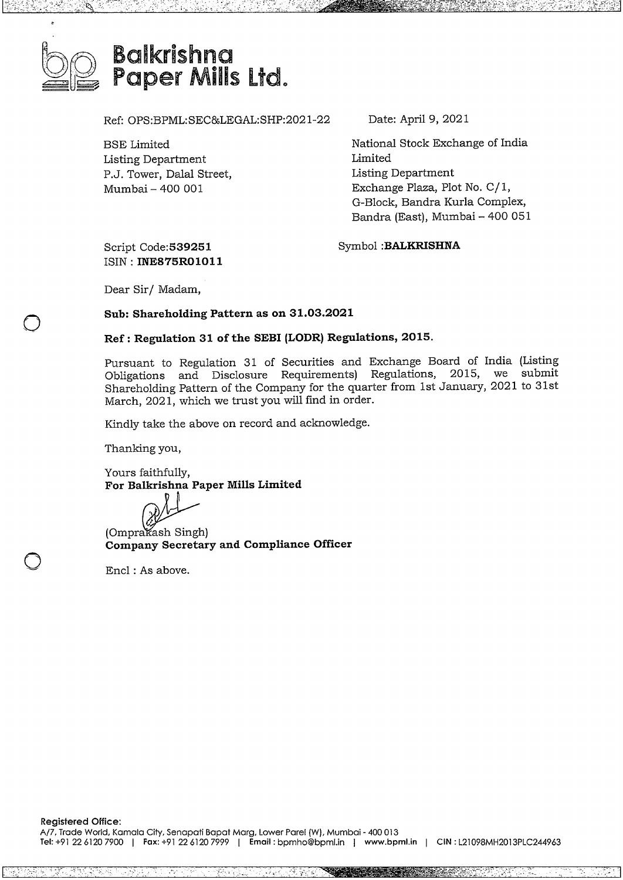# Balkrishna Paper Mills Ltd.

Ref: OPS:BPML:SEC&LEGAL:SHP:2021-22

Date: April 9, 2021

BSE Limited
Listing Department
P.J. Tower, Dalal Street,
Mumbai – 400 001

National Stock Exchange of India Limited
Listing Department
Exchange Plaza, Plot No. C/1,
G-Block, Bandra Kurla Complex,
Bandra (East), Mumbai – 400 051

Script Code:**539251**
ISIN : **INE875R01011**

Symbol :**BALKRISHNA**

Dear Sir/ Madam,

**Sub: Shareholding Pattern as on 31.03.2021**

**Ref : Regulation 31 of the SEBI (LODR) Regulations, 2015.**

Pursuant to Regulation 31 of Securities and Exchange Board of India (Listing Obligations and Disclosure Requirements) Regulations, 2015, we submit Shareholding Pattern of the Company for the quarter from 1st January, 2021 to 31st March, 2021, which we trust you will find in order.

Kindly take the above on record and acknowledge.

Thanking you,

Yours faithfully,
**For Balkrishna Paper Mills Limited**

(Omprakash Singh)
**Company Secretary and Compliance Officer**

Encl : As above.

**Registered Office:**
A/7, Trade World, Kamala City, Senapati Bapat Marg, Lower Parel (W), Mumbai - 400 013
Tel: +91 22 6120 7900 | Fax: +91 22 6120 7999 | Email : bpmho@bpml.in | www.bpml.in | CIN : L21098MH2013PLC244963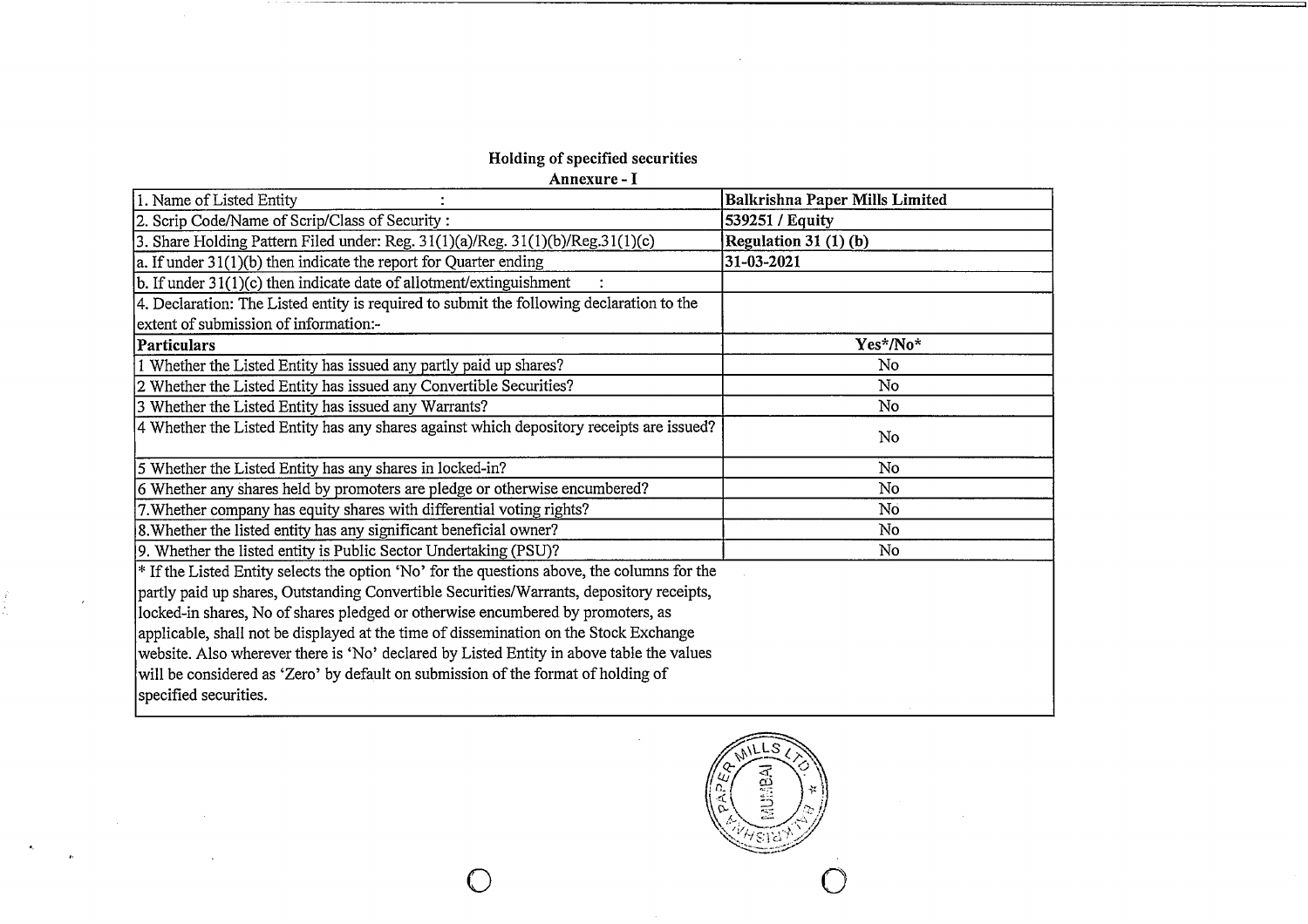## Holding of specified securities

### Annexure - I

| | |
|---|---|
| 1. Name of Listed Entity : | **Balkrishna Paper Mills Limited** |
| 2. Scrip Code/Name of Scrip/Class of Security : | **539251 / Equity** |
| 3. Share Holding Pattern Filed under: Reg. 31(1)(a)/Reg. 31(1)(b)/Reg.31(1)(c) | **Regulation 31 (1) (b)** |
| a. If under 31(1)(b) then indicate the report for Quarter ending | **31-03-2021** |
| b. If under 31(1)(c) then indicate date of allotment/extinguishment : | |
| 4. Declaration: The Listed entity is required to submit the following declaration to the extent of submission of information:- | |
| **Particulars** | **Yes*/No*** |
| 1 Whether the Listed Entity has issued any partly paid up shares? | No |
| 2 Whether the Listed Entity has issued any Convertible Securities? | No |
| 3 Whether the Listed Entity has issued any Warrants? | No |
| 4 Whether the Listed Entity has any shares against which depository receipts are issued? | No |
| 5 Whether the Listed Entity has any shares in locked-in? | No |
| 6 Whether any shares held by promoters are pledge or otherwise encumbered? | No |
| 7.Whether company has equity shares with differential voting rights? | No |
| 8.Whether the listed entity has any significant beneficial owner? | No |
| 9. Whether the listed entity is Public Sector Undertaking (PSU)? | No |

* If the Listed Entity selects the option 'No' for the questions above, the columns for the partly paid up shares, Outstanding Convertible Securities/Warrants, depository receipts, locked-in shares, No of shares pledged or otherwise encumbered by promoters, as applicable, shall not be displayed at the time of dissemination on the Stock Exchange website. Also wherever there is 'No' declared by Listed Entity in above table the values will be considered as 'Zero' by default on submission of the format of holding of specified securities.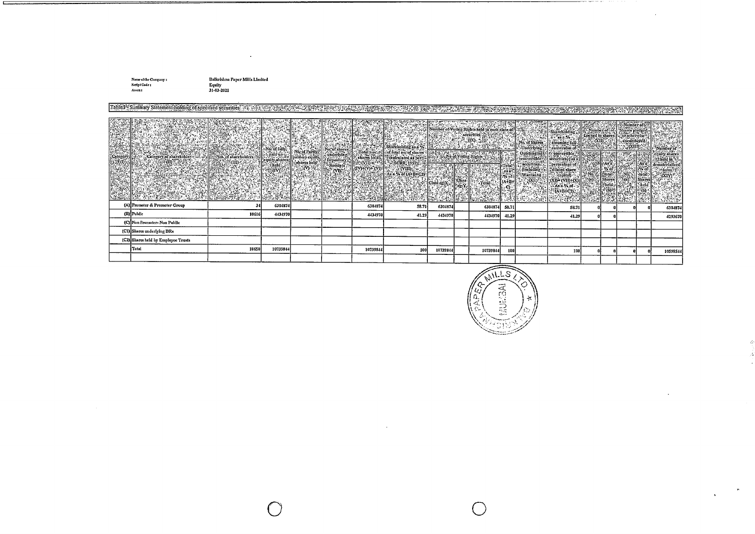Name of the Company : Balkrishna Paper Mills Limited
Script Code : Equity
As on : 31-03-2021

Table I - Summary Statement holding of specified securities

| Category (I) | Category of shareholder (II) | Nos. of shareholders (III) | No. of fully paid up equity shares held (IV) | No. of Partly paid-up equity shares held (V) | No. of shares underlying Depository Receipts (VI) | Total nos. shares held (VII) = (IV)+(V)+(VI) | Shareholding as a % of total no. of shares (calculated as per SCRR, 1957) (VIII) As a % of (A+B+C2) | Number of Voting Rights held in each class of securities (IX) | | | | No. of Shares Underlying Outstanding convertible securities (including Warrants) (X) | Shareholding, as a % assuming full conversion of convertible securities (as a percentage of diluted share capital) (XI)=(VII)+(X) As a % of (A+B+C2) | Number of Locked in shares (XII) | | Number of Shares pledged or otherwise encumbered (XIII) | | Number of equity shares held in dematerialized form (XIV) |
|---|---|---|---|---|---|---|---|---|---|---|---|---|---|---|---|---|---|---|
| | | | | | | | | No of Voting Rights | | | Total as a % of (A+B+C) | | | No. (a) | As a % of total Shares held (b) | No. (a) | As a % of total Shares held (b) | |
| | | | | | | | | Class eg:X | Class eg:y | Total | | | | | | | | |
| (A) | Promoter & Promoter Group | 34 | 6304874 | | | 6304874 | 58.71 | 6304874 | | 6304874 | 58.71 | | 58.71 | 0 | 0 | 0 | 0 | 6304874 |
| (B) | Public | 10616 | 4434970 | | | 4434970 | 41.29 | 4434970 | | 4434970 | 41.29 | | 41.29 | 0 | 0 | | | 4293670 |
| (C) | Non Promoter- Non Public | | | | | | | | | | | | | | | | | |
| (C1) | Shares underlying DRs | | | | | | | | | | | | | | | | | |
| (C2) | Shares held by Employee Trusts | | | | | | | | | | | | | | | | | |
| | Total | 10650 | 10739844 | | | 10739844 | 100 | 10739844 | | 10739844 | 100 | | 100 | 0 | 0 | 0 | 0 | 10598544 |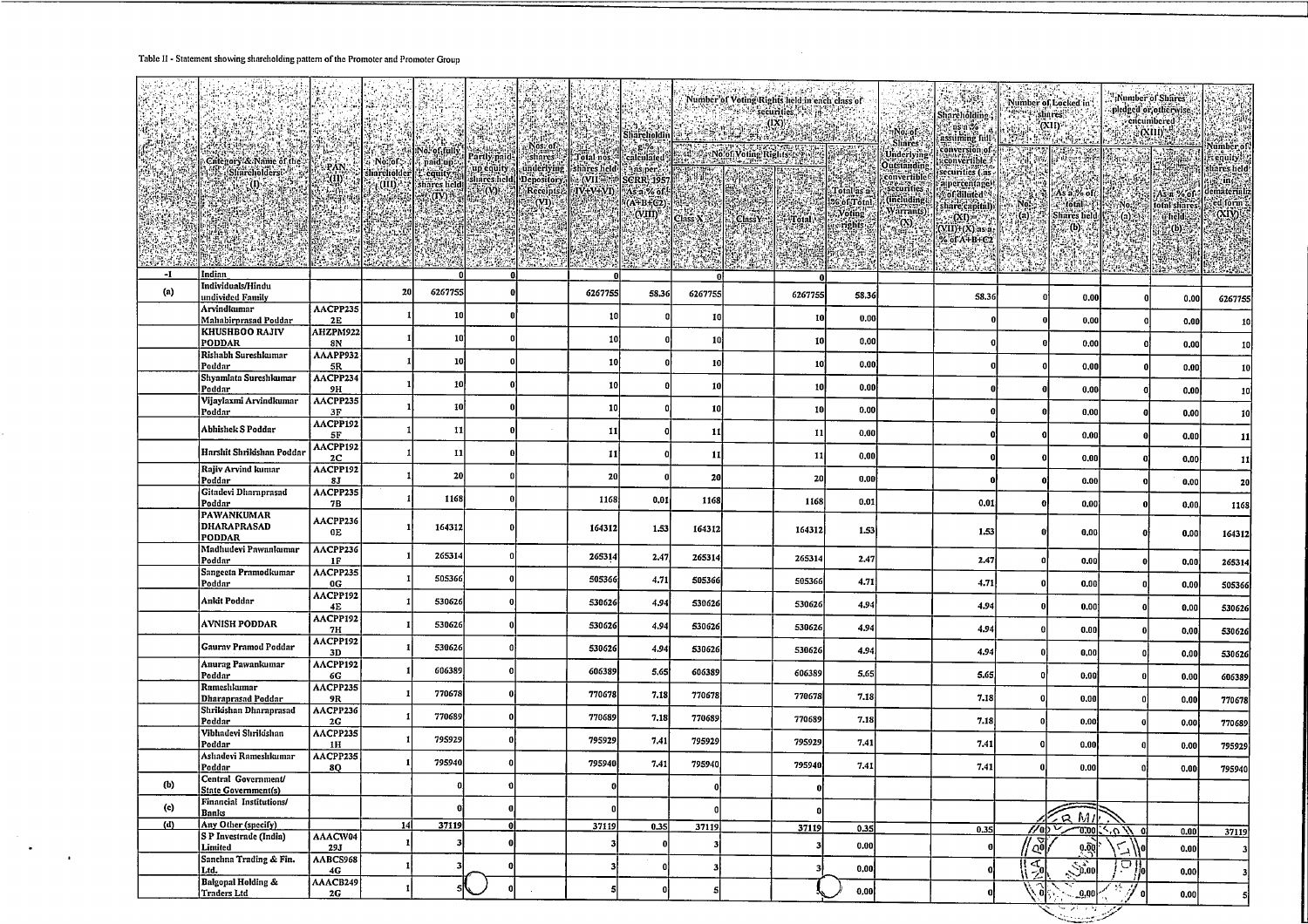Table II - Statement showing shareholding pattern of the Promoter and Promoter Group

| | Category & Name of the Shareholders (I) | PAN (II) | No. of shareholder (III) | No. of fully paid up equity shares held (IV) | Partly paid-up equity shares held (V) | Nos. of shares underlying Depository Receipts (VI) | Total nos. shares held (VII = IV+V+VI) | Shareholding % calculated as per SCRR, 1957 As a % of (A+B+C2) (VIII) | Number of Voting Rights held in each class of securities (IX) | | | | No. of Shares Underlying Outstanding convertible securities (including Warrants) (X) | Shareholding, as a % assuming full conversion of convertible securities (as a percentage of diluted share capital) (XI) = (VII)+(X) as a % of A+B+C2 | Number of Locked in shares (XII) | | Number of Shares pledged or otherwise encumbered (XIII) | | Number of equity shares held in dematerialized form (XIV) |
|---|---|---|---|---|---|---|---|---|---|---|---|---|---|---|---|---|---|---|---|
| | | | | | | | | | No of Voting Rights | | | Total as a % of Total Voting rights | | | No. (a) | As a % of total Shares held (b) | No. (a) | As a % of total shares held (b) | |
| | | | | | | | | | Class X | Class Y | Total | | | | | | | | |
| -1 | Indian | | | 0 | 0 | | 0 | | 0 | | 0 | | | | | | | | |
| (a) | Individuals/Hindu undivided Family | | 20 | 6267755 | 0 | | 6267755 | 58.36 | 6267755 | | 6267755 | 58.36 | | 58.36 | 0 | 0.00 | 0 | 0.00 | 6267755 |
| | Arvindkumar Mahabirprasad Poddar | AACPP2352E | 1 | 10 | 0 | | 10 | 0 | 10 | | 10 | 0.00 | | 0 | 0 | 0.00 | 0 | 0.00 | 10 |
| | KHUSHBOO RAJIV PODDAR | AHZPM9228N | 1 | 10 | 0 | | 10 | 0 | 10 | | 10 | 0.00 | | 0 | 0 | 0.00 | 0 | 0.00 | 10 |
| | Rishabh Sureshkumar Poddar | AAAPP9325R | 1 | 10 | 0 | | 10 | 0 | 10 | | 10 | 0.00 | | 0 | 0 | 0.00 | 0 | 0.00 | 10 |
| | Shyamlata Sureshkumar Poddar | AACPP2349H | 1 | 10 | 0 | | 10 | 0 | 10 | | 10 | 0.00 | | 0 | 0 | 0.00 | 0 | 0.00 | 10 |
| | Vijaylaxmi Arvindkumar Poddar | AACPP2353F | 1 | 10 | 0 | | 10 | 0 | 10 | | 10 | 0.00 | | 0 | 0 | 0.00 | 0 | 0.00 | 10 |
| | Abhishek S Poddar | AACPP1925F | 1 | 11 | 0 | | 11 | 0 | 11 | | 11 | 0.00 | | 0 | 0 | 0.00 | 0 | 0.00 | 11 |
| | Harshit Shrikishan Poddar | AACPP1922C | 1 | 11 | 0 | | 11 | 0 | 11 | | 11 | 0.00 | | 0 | 0 | 0.00 | 0 | 0.00 | 11 |
| | Rajiv Arvind kumar Poddar | AACPP1928J | 1 | 20 | 0 | | 20 | 0 | 20 | | 20 | 0.00 | | 0 | 0 | 0.00 | 0 | 0.00 | 20 |
| | Gitadevi Dharaprasad Poddar | AACPP2357B | 1 | 1168 | 0 | | 1168 | 0.01 | 1168 | | 1168 | 0.01 | | 0.01 | 0 | 0.00 | 0 | 0.00 | 1168 |
| | PAWANKUMAR DHARAPRASAD PODDAR | AACPP2360E | 1 | 164312 | 0 | | 164312 | 1.53 | 164312 | | 164312 | 1.53 | | 1.53 | 0 | 0.00 | 0 | 0.00 | 164312 |
| | Madhudevi Pawankumar Poddar | AACPP2361F | 1 | 265314 | 0 | | 265314 | 2.47 | 265314 | | 265314 | 2.47 | | 2.47 | 0 | 0.00 | 0 | 0.00 | 265314 |
| | Sangeeta Pramodkumar Poddar | AACPP2350G | 1 | 505366 | 0 | | 505366 | 4.71 | 505366 | | 505366 | 4.71 | | 4.71 | 0 | 0.00 | 0 | 0.00 | 505366 |
| | Ankit Poddar | AACPP1924E | 1 | 530626 | 0 | | 530626 | 4.94 | 530626 | | 530626 | 4.94 | | 4.94 | 0 | 0.00 | 0 | 0.00 | 530626 |
| | AVNISH PODDAR | AACPP1927H | 1 | 530626 | 0 | | 530626 | 4.94 | 530626 | | 530626 | 4.94 | | 4.94 | 0 | 0.00 | 0 | 0.00 | 530626 |
| | Gaurav Pramod Poddar | AACPP1923D | 1 | 530626 | 0 | | 530626 | 4.94 | 530626 | | 530626 | 4.94 | | 4.94 | 0 | 0.00 | 0 | 0.00 | 530626 |
| | Anurag Pawankumar Poddar | AACPP1926G | 1 | 606389 | 0 | | 606389 | 5.65 | 606389 | | 606389 | 5.65 | | 5.65 | 0 | 0.00 | 0 | 0.00 | 606389 |
| | Rameshkumar Dharaprasad Poddar | AACPP2359R | 1 | 770678 | 0 | | 770678 | 7.18 | 770678 | | 770678 | 7.18 | | 7.18 | 0 | 0.00 | 0 | 0.00 | 770678 |
| | Shrikishan Dharaprasad Poddar | AACPP2362G | 1 | 770689 | 0 | | 770689 | 7.18 | 770689 | | 770689 | 7.18 | | 7.18 | 0 | 0.00 | 0 | 0.00 | 770689 |
| | Vibhadevi Shrikishan Poddar | AACPP2351H | 1 | 795929 | 0 | | 795929 | 7.41 | 795929 | | 795929 | 7.41 | | 7.41 | 0 | 0.00 | 0 | 0.00 | 795929 |
| | Ashadevi Rameshkumar Poddar | AACPP2358Q | 1 | 795940 | 0 | | 795940 | 7.41 | 795940 | | 795940 | 7.41 | | 7.41 | 0 | 0.00 | 0 | 0.00 | 795940 |
| (b) | Central Government/ State Government(s) | | | 0 | 0 | | 0 | | 0 | | 0 | | | | | | | | |
| (c) | Financial Institutions/ Banks | | | 0 | 0 | | 0 | | 0 | | 0 | | | | | | | | |
| (d) | Any Other (specify) | | 14 | 37119 | 0 | | 37119 | 0.35 | 37119 | | 37119 | 0.35 | | 0.35 | 0 | 0.00 | 0 | 0.00 | 37119 |
| | S P Investrade (India) Limited | AAACW0429J | 1 | 3 | 0 | | 3 | 0 | 3 | | 3 | 0.00 | | 0 | 0 | 0.00 | 0 | 0.00 | 3 |
| | Sanchna Trading & Fin. Ltd. | AABCS9684G | 1 | 3 | 0 | | 3 | 0 | 3 | | 3 | 0.00 | | 0 | 0 | 0.00 | 0 | 0.00 | 3 |
| | Balgopal Holding & Traders Ltd | AAACB2492G | 1 | 5 | 0 | | 5 | 0 | 5 | | 5 | 0.00 | | 0 | 0 | 0.00 | 0 | 0.00 | 5 |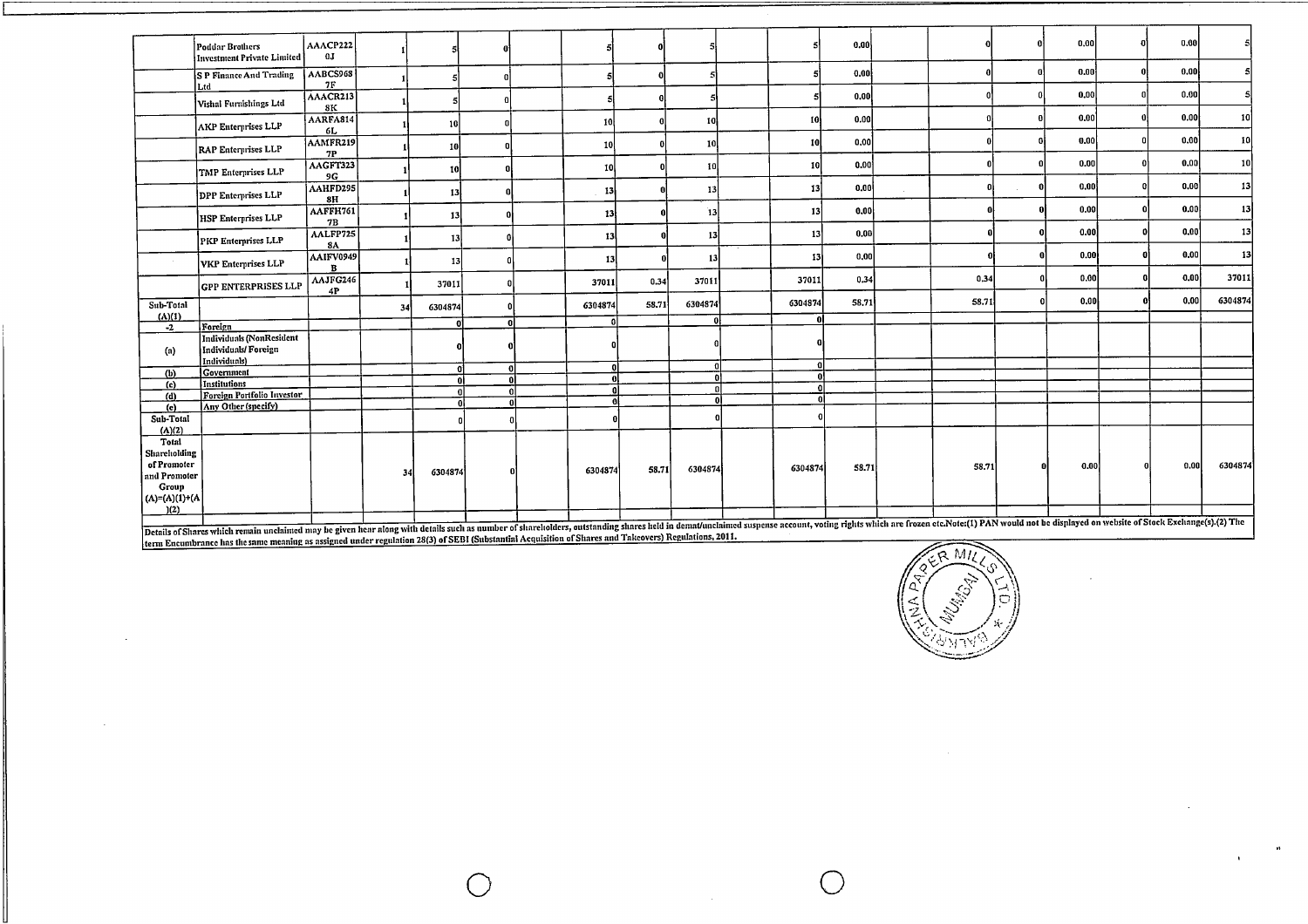|  | Poddar Brothers Investment Private Limited | AAACP2220J | 1 | 5 | 0 |  | 5 | 0 | 5 |  | 5 | 0.00 |  | 0 | 0 | 0.00 | 0 | 0.00 | 5 |
|---|---|---|---|---|---|---|---|---|---|---|---|---|---|---|---|---|---|---|---|
|  | S P Finance And Trading Ltd | AABCS9687F | 1 | 5 | 0 |  | 5 | 0 | 5 |  | 5 | 0.00 |  | 0 | 0 | 0.00 | 0 | 0.00 | 5 |
|  | Vishal Furnishings Ltd | AAACR2138K | 1 | 5 | 0 |  | 5 | 0 | 5 |  | 5 | 0.00 |  | 0 | 0 | 0.00 | 0 | 0.00 | 5 |
|  | AKP Enterprises LLP | AARFA8146L | 1 | 10 | 0 |  | 10 | 0 | 10 |  | 10 | 0.00 |  | 0 | 0 | 0.00 | 0 | 0.00 | 10 |
|  | RAP Enterprises LLP | AAMFR2197P | 1 | 10 | 0 |  | 10 | 0 | 10 |  | 10 | 0.00 |  | 0 | 0 | 0.00 | 0 | 0.00 | 10 |
|  | TMP Enterprises LLP | AAGFT3239G | 1 | 10 | 0 |  | 10 | 0 | 10 |  | 10 | 0.00 |  | 0 | 0 | 0.00 | 0 | 0.00 | 10 |
|  | DPP Enterprises LLP | AAHFD2958H | 1 | 13 | 0 |  | 13 | 0 | 13 |  | 13 | 0.00 |  | 0 | 0 | 0.00 | 0 | 0.00 | 13 |
|  | HSP Enterprises LLP | AAFFH7617B | 1 | 13 | 0 |  | 13 | 0 | 13 |  | 13 | 0.00 |  | 0 | 0 | 0.00 | 0 | 0.00 | 13 |
|  | PKP Enterprises LLP | AALFP7258A | 1 | 13 | 0 |  | 13 | 0 | 13 |  | 13 | 0.00 |  | 0 | 0 | 0.00 | 0 | 0.00 | 13 |
|  | VKP Enterprises LLP | AAIFV0949B | 1 | 13 | 0 |  | 13 | 0 | 13 |  | 13 | 0.00 |  | 0 | 0 | 0.00 | 0 | 0.00 | 13 |
|  | GPP ENTERPRISES LLP | AAJFG2464P | 1 | 37011 | 0 |  | 37011 | 0.34 | 37011 |  | 37011 | 0.34 |  | 0.34 | 0 | 0.00 | 0 | 0.00 | 37011 |
| Sub-Total (A)(1) |  |  | 34 | 6304874 | 0 |  | 6304874 | 58.71 | 6304874 |  | 6304874 | 58.71 |  | 58.71 | 0 | 0.00 | 0 | 0.00 | 6304874 |
| -2 | Foreign |  |  | 0 | 0 |  | 0 |  | 0 |  | 0 |  |  |  |  |  |  |  |  |
| (a) | Individuals (NonResident Individuals/ Foreign Individuals) |  |  | 0 | 0 |  | 0 |  | 0 |  | 0 |  |  |  |  |  |  |  |  |
| (b) | Government |  |  | 0 | 0 |  | 0 |  | 0 |  | 0 |  |  |  |  |  |  |  |  |
| (c) | Institutions |  |  | 0 | 0 |  | 0 |  | 0 |  | 0 |  |  |  |  |  |  |  |  |
| (d) | Foreign Portfolio Investor |  |  | 0 | 0 |  | 0 |  | 0 |  | 0 |  |  |  |  |  |  |  |  |
| (e) | Any Other (specify) |  |  | 0 | 0 |  | 0 |  | 0 |  | 0 |  |  |  |  |  |  |  |  |
| Sub-Total (A)(2) |  |  |  | 0 | 0 |  | 0 |  | 0 |  | 0 |  |  |  |  |  |  |  |  |
| Total Shareholding of Promoter and Promoter Group (A)=(A)(1)+(A)(2) |  |  | 34 | 6304874 | 0 |  | 6304874 | 58.71 | 6304874 |  | 6304874 | 58.71 |  | 58.71 | 0 | 0.00 | 0 | 0.00 | 6304874 |

Details of Shares which remain unclaimed may be given hear along with details such as number of shareholders, outstanding shares held in demat/unclaimed suspense account, voting rights which are frozen etc.Note:(1) PAN would not be displayed on website of Stock Exchange(s).(2) The term Encumbrance has the same meaning as assigned under regulation 28(3) of SEBI (Substantial Acquisition of Shares and Takeovers) Regulations, 2011.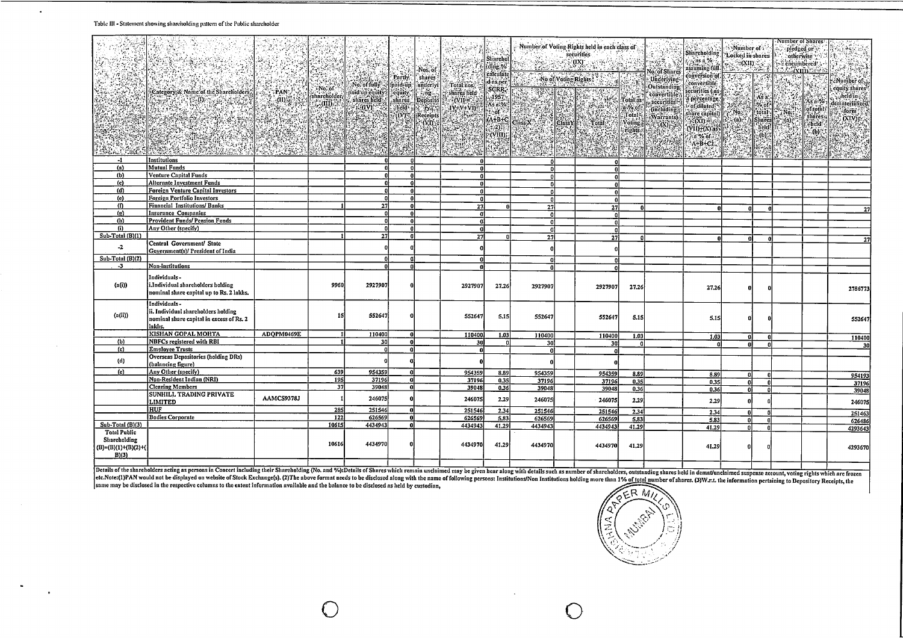Table III - Statement showing shareholding pattern of the Public shareholder

| | Category & Name of the Shareholders (I) | PAN (II) | No. of shareholder (III) | No. of fully paid up equity shares held (IV) | Partly paid-up equity shares held (V) | Nos. of shares underlying Depository Receipts (VI) | Total nos. shares held (VII = IV+V+VI) | Shareholding % calculated as per SCRR, 1957 As a % of (A+B+C2) (VIII) | Number of Voting Rights held in each class of securities (IX) | | | | No. of Shares Underlying Outstanding convertible securities (including Warrants) (X) | Shareholding, as a % assuming full conversion of convertible securities (as a percentage of diluted share capital) (XI)=(VII)+(X) as a % of A+B+C2 | Number of Locked in shares (XII) | | Number of Shares pledged or otherwise encumbered (XIII) | | Number of equity shares held in dematerialized form (XIV) |
|---|---|---|---|---|---|---|---|---|---|---|---|---|---|---|---|---|---|---|---|
| | | | | | | | | | No of Voting Rights | | | Total as a % of Total Voting rights | | | No. (a) | As a % of total Shares held (b) | No. (a) | As a % of total shares held (b) | |
| | | | | | | | | | Class X | Class Y | Total | | | | | | | | |
| -1 | Institutions | | | 0 | 0 | | 0 | | 0 | | 0 | | | | | | | | |
| (a) | Mutual Funds | | | 0 | 0 | | 0 | | 0 | | 0 | | | | | | | | |
| (b) | Venture Capital Funds | | | 0 | 0 | | 0 | | 0 | | 0 | | | | | | | | |
| (c) | Alternate Investment Funds | | | 0 | 0 | | 0 | | 0 | | 0 | | | | | | | | |
| (d) | Foreign Venture Capital Investors | | | 0 | 0 | | 0 | | 0 | | 0 | | | | | | | | |
| (e) | Foreign Portfolio Investors | | | 0 | 0 | | 0 | | 0 | | 0 | | | | | | | | |
| (f) | Financial Institutions/ Banks | | 1 | 27 | 0 | | 27 | 0 | 27 | | 27 | 0 | | 0 | 0 | 0 | | | 27 |
| (g) | Insurance Companies | | | 0 | 0 | | 0 | | 0 | | 0 | | | | | | | | |
| (h) | Provident Funds/ Pension Funds | | | 0 | 0 | | 0 | | 0 | | 0 | | | | | | | | |
| (i) | Any Other (specify) | | | 0 | 0 | | 0 | | 0 | | 0 | | | | | | | | |
| Sub-Total (B)(1) | | | 1 | 27 | 0 | | 27 | 0 | 27 | | 27 | 0 | | 0 | 0 | 0 | | | 27 |
| -2 | Central Government/ State Government(s)/ President of India | | | 0 | 0 | | 0 | | 0 | | 0 | | | | | | | | |
| Sub-Total (B)(2) | | | | 0 | 0 | | 0 | | 0 | | 0 | | | | | | | | |
| -3 | Non-institutions | | | 0 | 0 | | 0 | | 0 | | 0 | | | | | | | | |
| (a(i)) | Individuals - i.Individual shareholders holding nominal share capital up to Rs. 2 lakhs. | | 9960 | 2927907 | 0 | | 2927907 | 27.26 | 2927907 | | 2927907 | 27.26 | | 27.26 | 0 | 0 | | | 2786773 |
| (a(ii)) | Individuals - ii. Individual shareholders holding nominal share capital in excess of Rs. 2 lakhs. | | 15 | 552647 | 0 | | 552647 | 5.15 | 552647 | | 552647 | 5.15 | | 5.15 | 0 | 0 | | | 552647 |
| | KISHAN GOPAL MOHTA | ADQPM0469E | 1 | 110400 | 0 | | 110400 | 1.03 | 110400 | | 110400 | 1.03 | | 1.03 | 0 | 0 | | | 110400 |
| (b) | NBFCs registered with RBI | | 1 | 30 | 0 | | 30 | 0 | 30 | | 30 | 0 | | 0 | 0 | 0 | | | 30 |
| (c) | Employee Trusts | | | 0 | 0 | | 0 | | 0 | | 0 | | | | | | | | |
| (d) | Overseas Depositories (holding DRs) (balancing figure) | | | 0 | 0 | | 0 | | 0 | | 0 | | | | | | | | |
| (e) | Any Other (specify) | | 639 | 954359 | 0 | | 954359 | 8.89 | 954359 | | 954359 | 8.89 | | 8.89 | 0 | 0 | | | 954193 |
| | Non-Resident Indian (NRI) | | 195 | 37196 | 0 | | 37196 | 0.35 | 37196 | | 37196 | 0.35 | | 0.35 | 0 | 0 | | | 37196 |
| | Clearing Members | | 37 | 39048 | 0 | | 39048 | 0.36 | 39048 | | 39048 | 0.36 | | 0.36 | 0 | 0 | | | 39048 |
| | SUNHILL TRADING PRIVATE LIMITED | AAMCS9378J | 1 | 246075 | 0 | | 246075 | 2.29 | 246075 | | 246075 | 2.29 | | 2.29 | 0 | 0 | | | 246075 |
| | HUF | | 285 | 251546 | 0 | | 251546 | 2.34 | 251546 | | 251546 | 2.34 | | 2.34 | 0 | 0 | | | 251463 |
| | Bodies Corporate | | 122 | 626569 | 0 | | 626569 | 5.83 | 626569 | | 626569 | 5.83 | | 5.83 | 0 | 0 | | | 626486 |
| Sub-Total (B)(3) | | | 10615 | 4434943 | 0 | | 4434943 | 41.29 | 4434943 | | 4434943 | 41.29 | | 41.29 | 0 | 0 | | | 4293643 |
| Total Public Shareholding (B)=(B)(1)+(B)(2)+(B)(3) | | | 10616 | 4434970 | 0 | | 4434970 | 41.29 | 4434970 | | 4434970 | 41.29 | | 41.29 | 0 | 0 | | | 4293670 |

Details of the shareholders acting as persons in Concert including their Shareholding (No. and %):Details of Shares which remain unclaimed may be given hear along with details such as number of shareholders, outstanding shares held in demat/unclaimed suspense account, voting rights which are frozen etc.Note:(1)PAN would not be displayed on website of Stock Exchange(s). (2)The above format needs to be disclosed along with the name of following persons: Institutions/Non Institutions holding more than 1% of total number of shares. (3)W.r.t. the information pertaining to Depository Receipts, the same may be disclosed in the respective columns to the extent information available and the balance to be disclosed as held by custodian,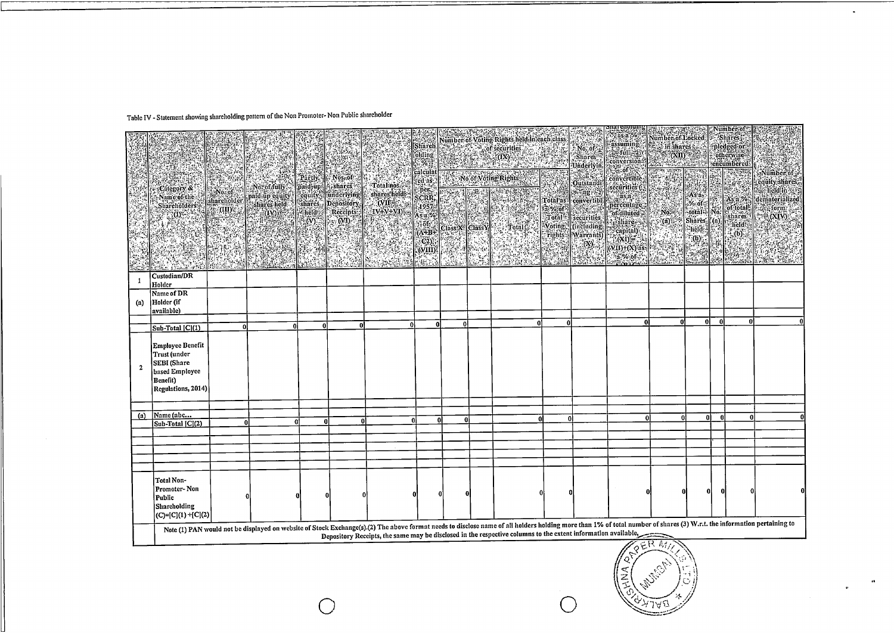Table IV - Statement showing shareholding pattern of the Non Promoter- Non Public shareholder

| | Category & Name of the Shareholders (I) | No. of shareholder (III) | No. of fully paid up equity shares held (IV) | Partly paid-up equity shares held (V) | Nos. of shares underlying Depository Receipts (VI) | Total nos. shares held (VII = IV+V+VI) | Shareholding % calculated as per SCRR, 1957 As a % of (A+B+C2) (VIII) | Number of Voting Rights held in each class of securities (IX) | | | | No. of Shares Underlying Outstanding convertible securities (including Warrants) (X) | Shareholding as a % assuming full conversion of convertible securities (as a percentage of diluted share capital) (XI) = (VII)+(X) as a % of A+B+C2 | Number of Locked in shares (XII) | | Number of Shares pledged or otherwise encumbered | | Number of equity shares held in dematerialized form (XIV) |
|---|---|---|---|---|---|---|---|---|---|---|---|---|---|---|---|---|---|---|
| | | | | | | | | No of Voting Rights | | | Total as a % of Total Voting rights | | | No. (a) | As a % of total Shares held (b) | No. (a) | As a % of total shares held (b) | |
| | | | | | | | | Class X | Class Y | Total | | | | | | | | |
| 1 | Custodian/DR Holder | | | | | | | | | | | | | | | | | |
| (a) | Name of DR Holder (if available) | | | | | | | | | | | | | | | | | |
| | Sub-Total [C](1) | 0 | 0 | 0 | 0 | 0 | 0 | 0 | | 0 | 0 | | 0 | 0 | 0 | 0 | 0 | 0 |
| 2 | Employee Benefit Trust (under SEBI (Share based Employee Benefit) Regulations, 2014) | | | | | | | | | | | | | | | | | |
| (a) | Name (abc... | | | | | | | | | | | | | | | | | |
| | Sub-Total [C](2) | 0 | 0 | 0 | 0 | 0 | 0 | 0 | | 0 | 0 | | 0 | 0 | 0 | 0 | 0 | 0 |
| | Total Non-Promoter- Non Public Shareholding (C)=[C](1)+[C](2) | 0 | 0 | 0 | 0 | 0 | 0 | 0 | | 0 | 0 | | 0 | 0 | 0 | 0 | 0 | 0 |

Note (1) PAN would not be displayed on website of Stock Exchange(s).(2) The above format needs to disclose name of all holders holding more than 1% of total number of shares (3) W.r.t. the information pertaining to Depository Receipts, the same may be disclosed in the respective columns to the extent information available,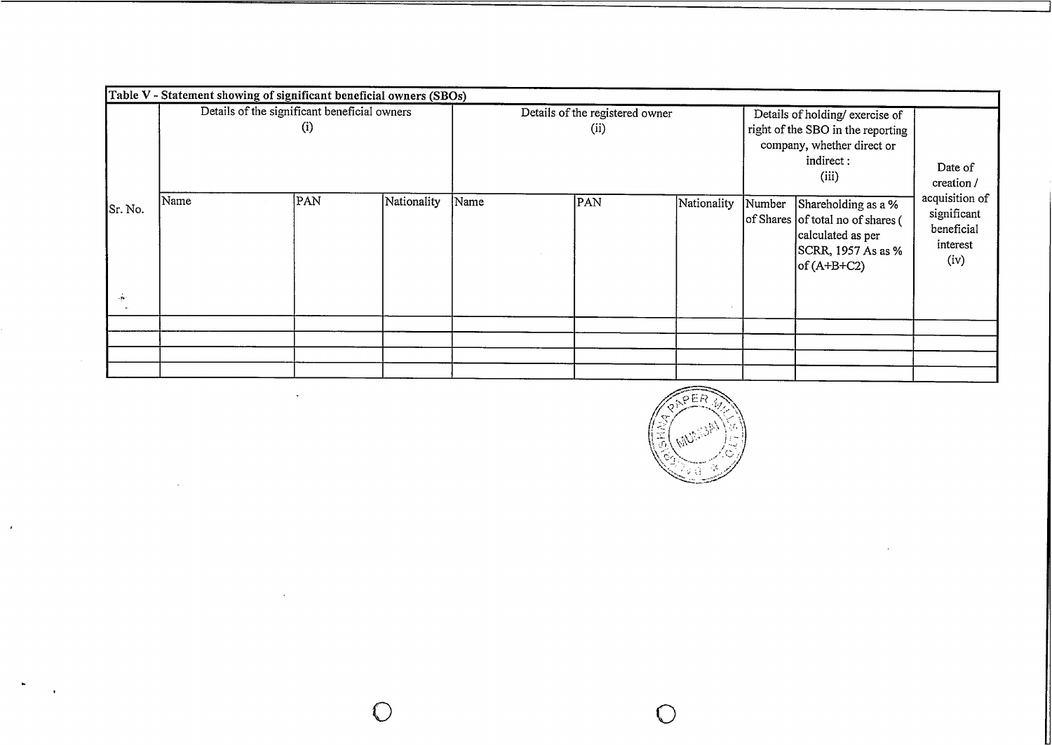**Table V - Statement showing of significant beneficial owners (SBOs)**

| Sr. No. | Details of the significant beneficial owners (i) | | | Details of the registered owner (ii) | | | Details of holding/ exercise of right of the SBO in the reporting company, whether direct or indirect : (iii) | | Date of creation / acquisition of significant beneficial interest (iv) |
|---|---|---|---|---|---|---|---|---|---|
| | Name | PAN | Nationality | Name | PAN | Nationality | Number of Shares | Shareholding as a % of total no of shares ( calculated as per SCRR, 1957 As as % of (A+B+C2) | |
| | | | | | | | | | |
| | | | | | | | | | |
| | | | | | | | | | |
| | | | | | | | | | |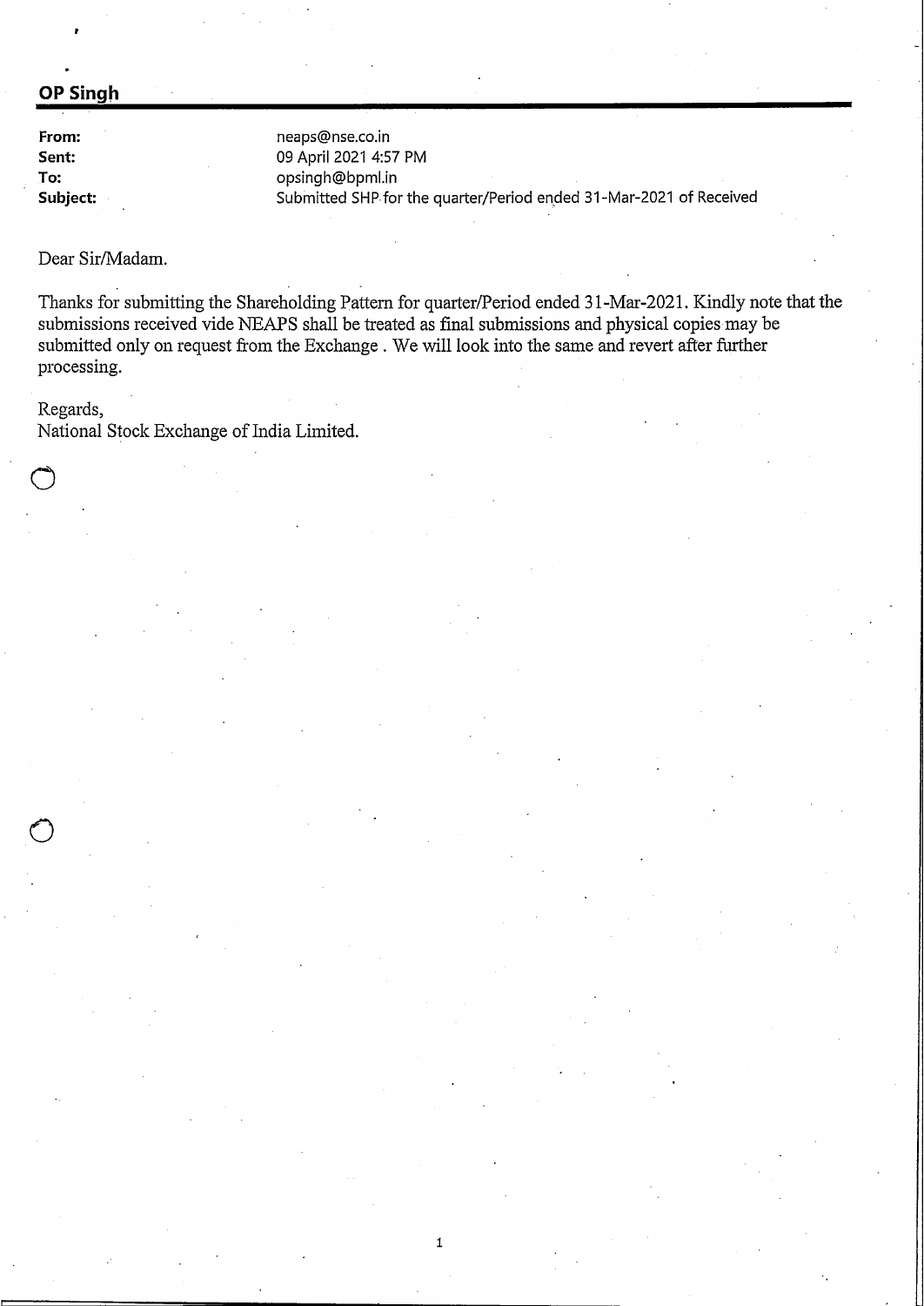## OP Singh

| | |
|---|---|
| **From:** | neaps@nse.co.in |
| **Sent:** | 09 April 2021 4:57 PM |
| **To:** | opsingh@bpml.in |
| **Subject:** | Submitted SHP for the quarter/Period ended 31-Mar-2021 of Received |

Dear Sir/Madam.

Thanks for submitting the Shareholding Pattern for quarter/Period ended 31-Mar-2021. Kindly note that the submissions received vide NEAPS shall be treated as final submissions and physical copies may be submitted only on request from the Exchange . We will look into the same and revert after further processing.

Regards,
National Stock Exchange of India Limited.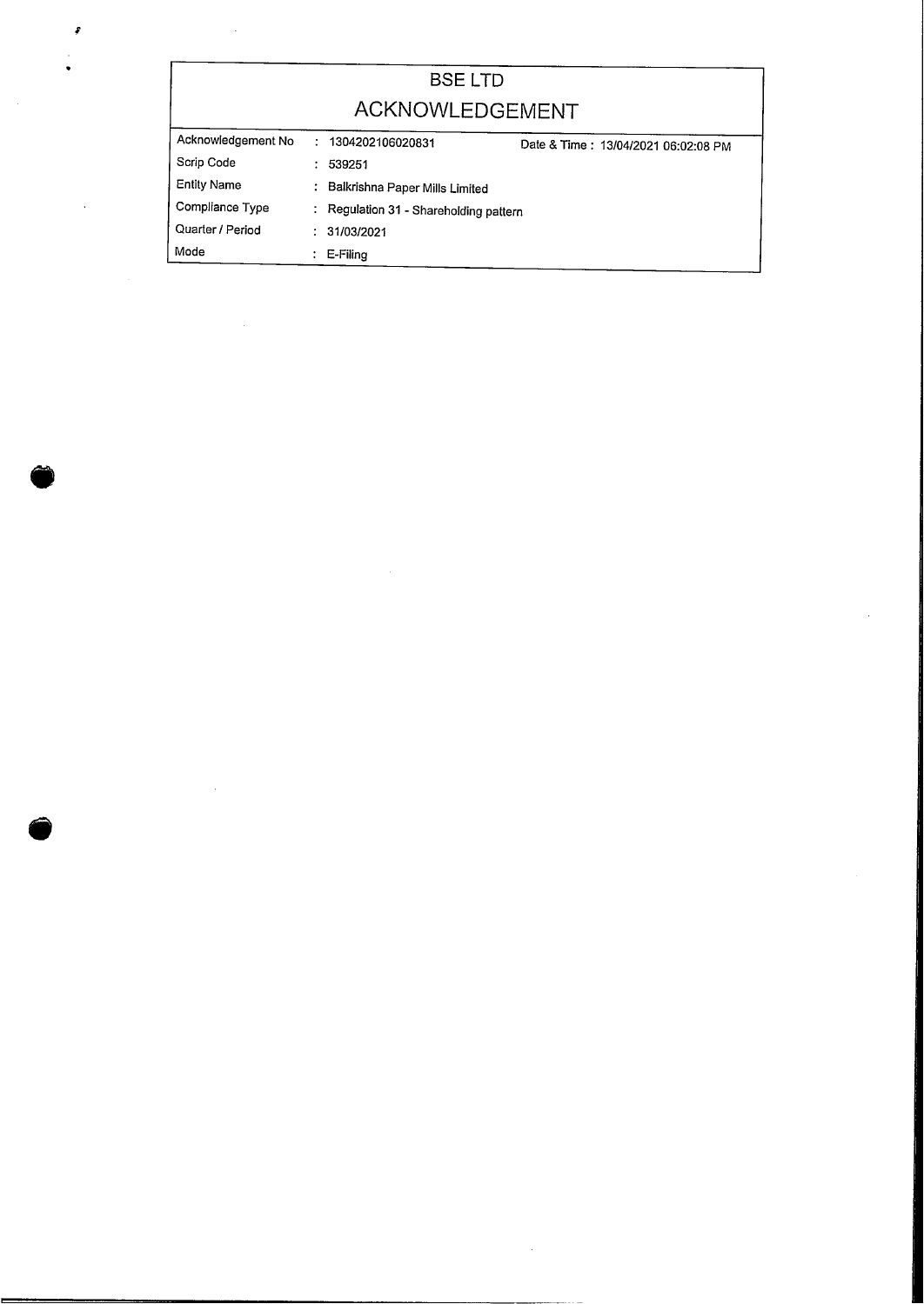# BSE LTD

## ACKNOWLEDGEMENT

| | | |
|---|---|---|
| Acknowledgement No | : 1304202106020831 | Date & Time : 13/04/2021 06:02:08 PM |
| Scrip Code | : 539251 | |
| Entity Name | : Balkrishna Paper Mills Limited | |
| Compliance Type | : Regulation 31 - Shareholding pattern | |
| Quarter / Period | : 31/03/2021 | |
| Mode | : E-Filing | |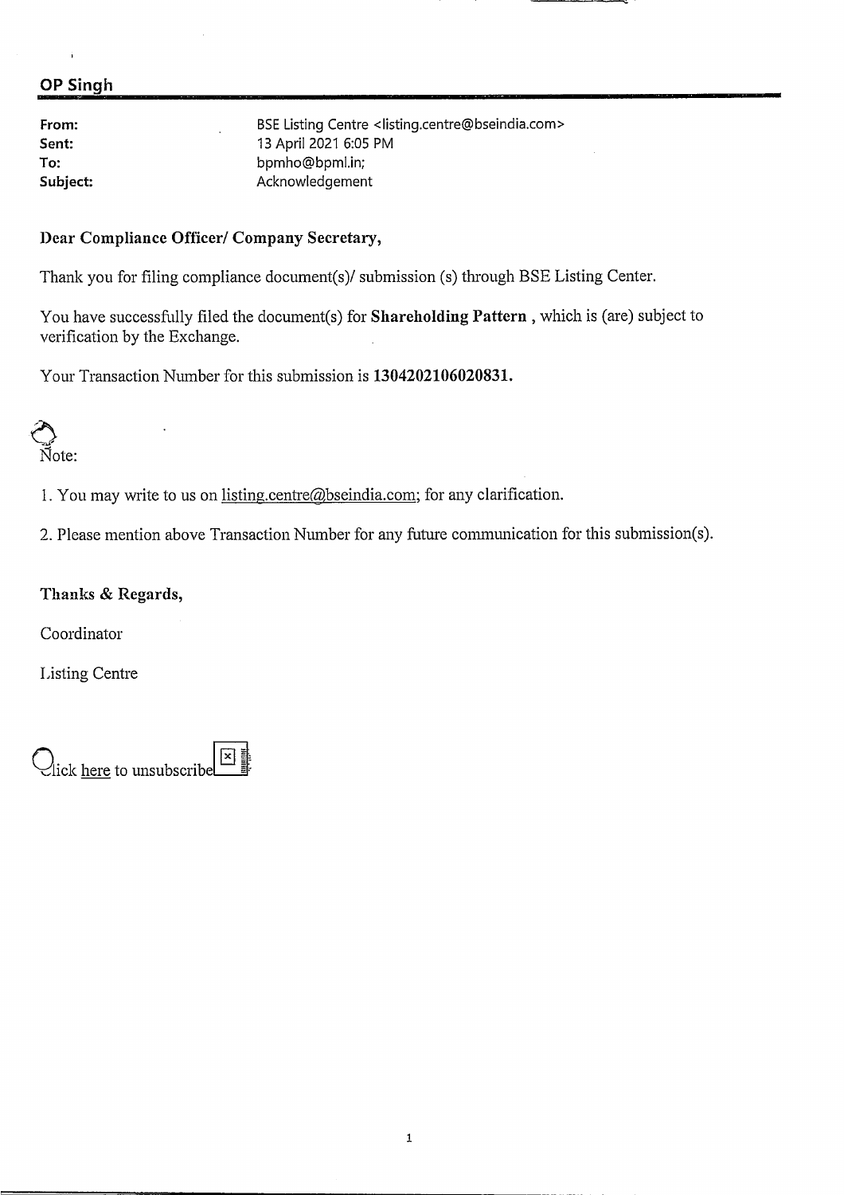## OP Singh

| | |
|---|---|
| **From:** | BSE Listing Centre <listing.centre@bseindia.com> |
| **Sent:** | 13 April 2021 6:05 PM |
| **To:** | bpmho@bpml.in; |
| **Subject:** | Acknowledgement |

**Dear Compliance Officer/ Company Secretary,**

Thank you for filing compliance document(s)/ submission (s) through BSE Listing Center.

You have successfully filed the document(s) for **Shareholding Pattern** , which is (are) subject to verification by the Exchange.

Your Transaction Number for this submission is **1304202106020831.**

Note:

1. You may write to us on listing.centre@bseindia.com; for any clarification.

2. Please mention above Transaction Number for any future communication for this submission(s).

**Thanks & Regards,**

Coordinator

Listing Centre

Click here to unsubscribe